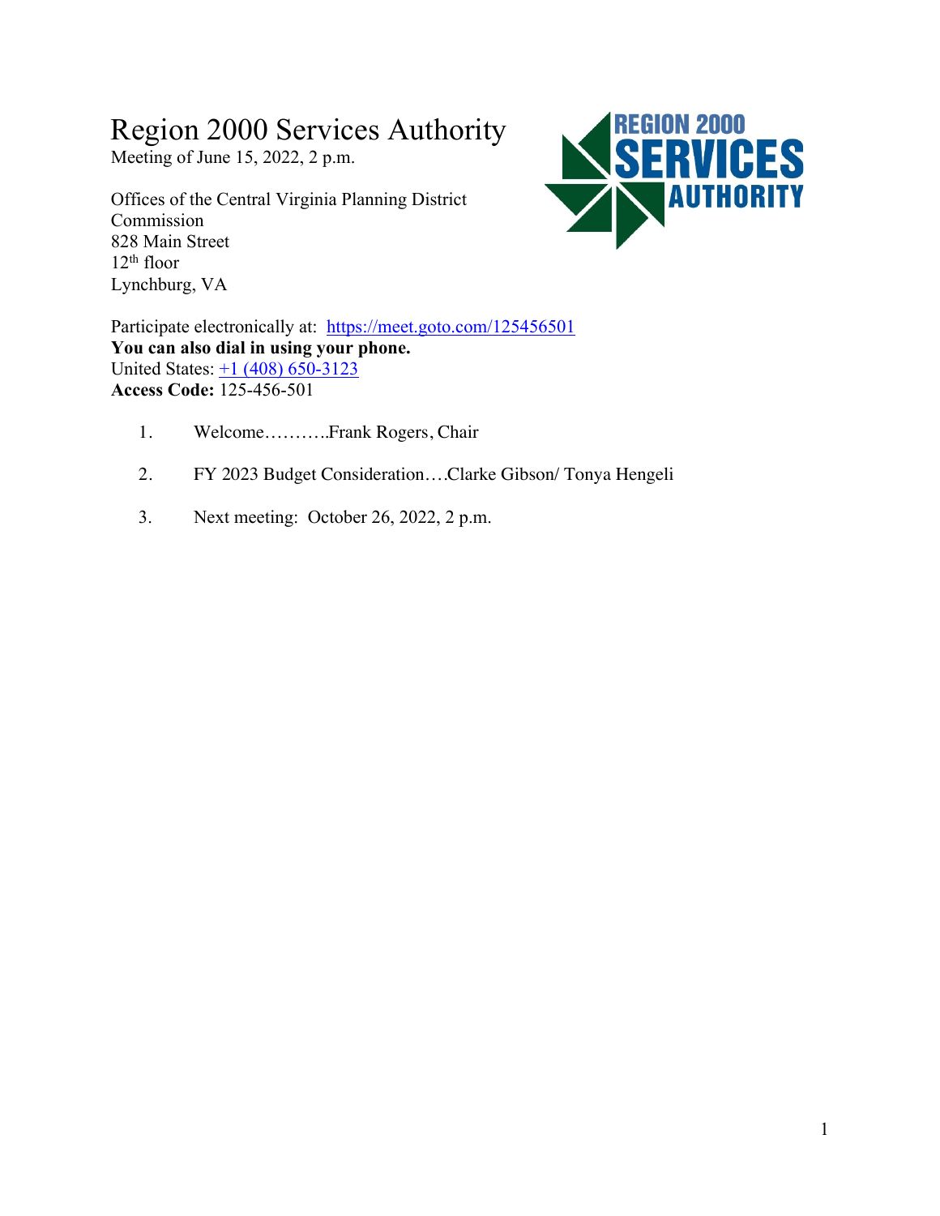# Region 2000 Services Authority

Meeting of June 15, 2022, 2 p.m.

Offices of the Central Virginia Planning District Commission
828 Main Street
12th floor
Lynchburg, VA

Participate electronically at: https://meet.goto.com/125456501
**You can also dial in using your phone.**
United States: +1 (408) 650-3123
**Access Code:** 125-456-501

1. Welcome……….Frank Rogers, Chair

2. FY 2023 Budget Consideration….Clarke Gibson/ Tonya Hengeli

3. Next meeting: October 26, 2022, 2 p.m.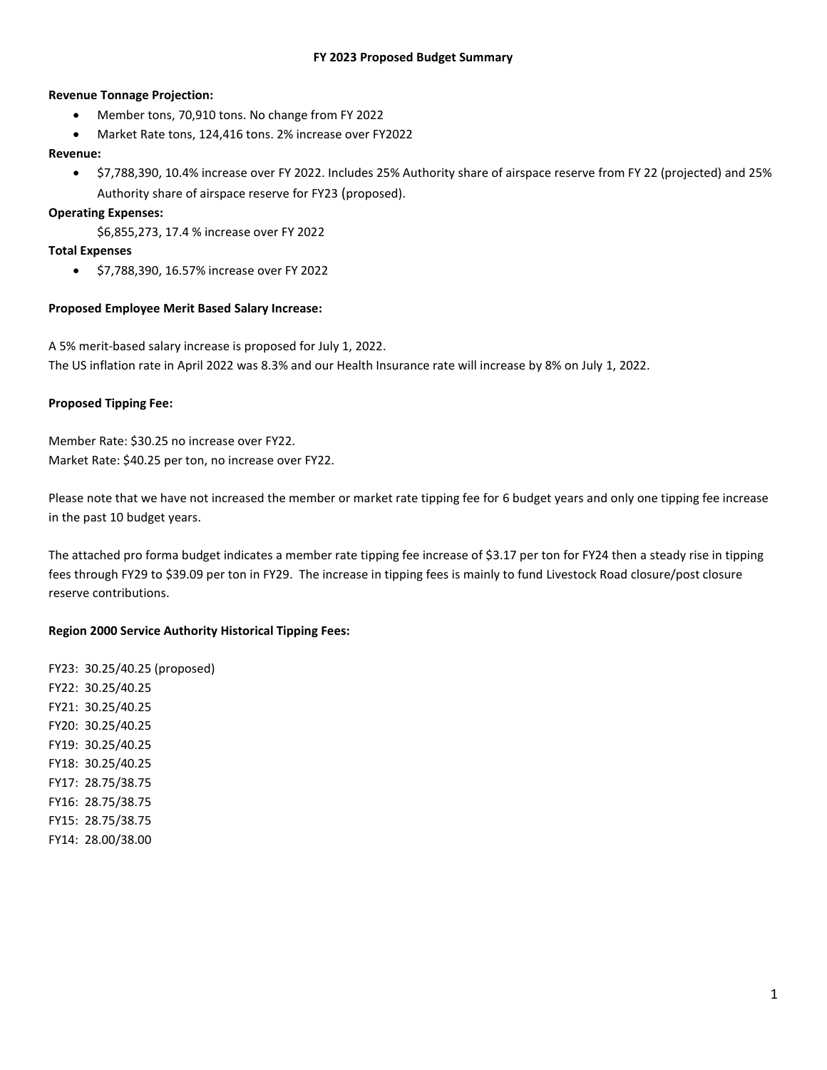# FY 2023 Proposed Budget Summary

**Revenue Tonnage Projection:**

- Member tons, 70,910 tons. No change from FY 2022
- Market Rate tons, 124,416 tons. 2% increase over FY2022

**Revenue:**

- $7,788,390, 10.4% increase over FY 2022. Includes 25% Authority share of airspace reserve from FY 22 (projected) and 25% Authority share of airspace reserve for FY23 (proposed).

**Operating Expenses:**

$6,855,273, 17.4 % increase over FY 2022

**Total Expenses**

- $7,788,390, 16.57% increase over FY 2022

**Proposed Employee Merit Based Salary Increase:**

A 5% merit-based salary increase is proposed for July 1, 2022.
The US inflation rate in April 2022 was 8.3% and our Health Insurance rate will increase by 8% on July 1, 2022.

**Proposed Tipping Fee:**

Member Rate: $30.25 no increase over FY22.
Market Rate: $40.25 per ton, no increase over FY22.

Please note that we have not increased the member or market rate tipping fee for 6 budget years and only one tipping fee increase in the past 10 budget years.

The attached pro forma budget indicates a member rate tipping fee increase of $3.17 per ton for FY24 then a steady rise in tipping fees through FY29 to $39.09 per ton in FY29. The increase in tipping fees is mainly to fund Livestock Road closure/post closure reserve contributions.

**Region 2000 Service Authority Historical Tipping Fees:**

FY23: 30.25/40.25 (proposed)
FY22: 30.25/40.25
FY21: 30.25/40.25
FY20: 30.25/40.25
FY19: 30.25/40.25
FY18: 30.25/40.25
FY17: 28.75/38.75
FY16: 28.75/38.75
FY15: 28.75/38.75
FY14: 28.00/38.00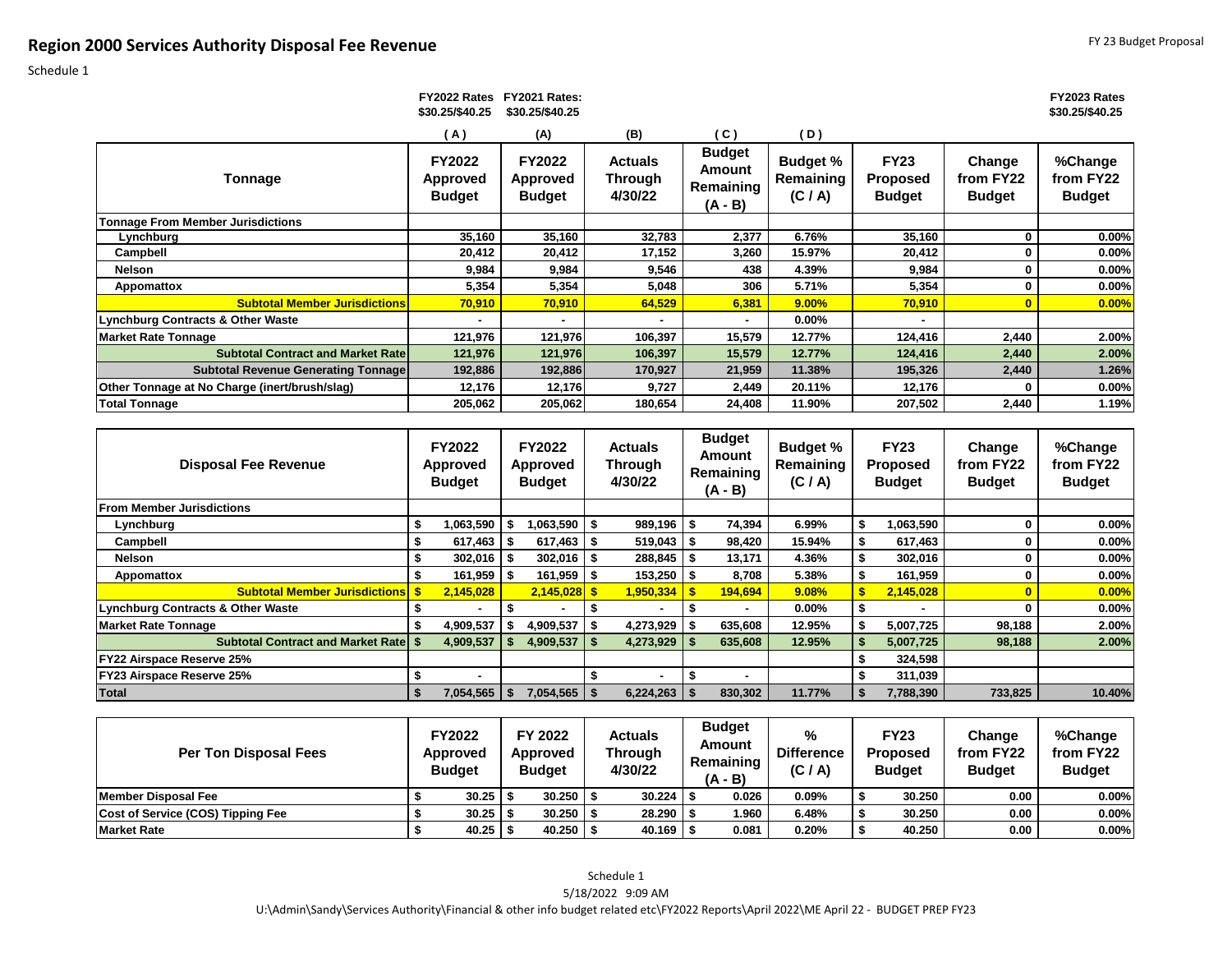# Region 2000 Services Authority Disposal Fee Revenue

FY 23 Budget Proposal

Schedule 1

| | FY2022 Rates $30.25/$40.25 | FY2021 Rates: $30.25/$40.25 | | | | | | FY2023 Rates $30.25/$40.25 |
|---|---|---|---|---|---|---|---|---|
| | (A) | (A) | (B) | (C) | (D) | | | |
| **Tonnage** | **FY2022 Approved Budget** | **FY2022 Approved Budget** | **Actuals Through 4/30/22** | **Budget Amount Remaining (A - B)** | **Budget % Remaining (C / A)** | **FY23 Proposed Budget** | **Change from FY22 Budget** | **%Change from FY22 Budget** |
| **Tonnage From Member Jurisdictions** | | | | | | | | |
| **Lynchburg** | 35,160 | 35,160 | 32,783 | 2,377 | 6.76% | 35,160 | 0 | 0.00% |
| **Campbell** | 20,412 | 20,412 | 17,152 | 3,260 | 15.97% | 20,412 | 0 | 0.00% |
| **Nelson** | 9,984 | 9,984 | 9,546 | 438 | 4.39% | 9,984 | 0 | 0.00% |
| **Appomattox** | 5,354 | 5,354 | 5,048 | 306 | 5.71% | 5,354 | 0 | 0.00% |
| **Subtotal Member Jurisdictions** | 70,910 | 70,910 | 64,529 | 6,381 | 9.00% | 70,910 | 0 | 0.00% |
| **Lynchburg Contracts & Other Waste** | - | - | - | - | 0.00% | - | | |
| **Market Rate Tonnage** | 121,976 | 121,976 | 106,397 | 15,579 | 12.77% | 124,416 | 2,440 | 2.00% |
| **Subtotal Contract and Market Rate** | 121,976 | 121,976 | 106,397 | 15,579 | 12.77% | 124,416 | 2,440 | 2.00% |
| **Subtotal Revenue Generating Tonnage** | 192,886 | 192,886 | 170,927 | 21,959 | 11.38% | 195,326 | 2,440 | 1.26% |
| **Other Tonnage at No Charge (inert/brush/slag)** | 12,176 | 12,176 | 9,727 | 2,449 | 20.11% | 12,176 | 0 | 0.00% |
| **Total Tonnage** | 205,062 | 205,062 | 180,654 | 24,408 | 11.90% | 207,502 | 2,440 | 1.19% |

| **Disposal Fee Revenue** | **FY2022 Approved Budget** | **FY2022 Approved Budget** | **Actuals Through 4/30/22** | **Budget Amount Remaining (A - B)** | **Budget % Remaining (C / A)** | **FY23 Proposed Budget** | **Change from FY22 Budget** | **%Change from FY22 Budget** |
|---|---|---|---|---|---|---|---|---|
| **From Member Jurisdictions** | | | | | | | | |
| **Lynchburg** | $ 1,063,590 | $ 1,063,590 | $ 989,196 | $ 74,394 | 6.99% | $ 1,063,590 | 0 | 0.00% |
| **Campbell** | $ 617,463 | $ 617,463 | $ 519,043 | $ 98,420 | 15.94% | $ 617,463 | 0 | 0.00% |
| **Nelson** | $ 302,016 | $ 302,016 | $ 288,845 | $ 13,171 | 4.36% | $ 302,016 | 0 | 0.00% |
| **Appomattox** | $ 161,959 | $ 161,959 | $ 153,250 | $ 8,708 | 5.38% | $ 161,959 | 0 | 0.00% |
| **Subtotal Member Jurisdictions** | $ 2,145,028 | 2,145,028 | $ 1,950,334 | $ 194,694 | 9.08% | $ 2,145,028 | 0 | 0.00% |
| **Lynchburg Contracts & Other Waste** | $ - | $ - | $ - | $ - | 0.00% | $ - | 0 | 0.00% |
| **Market Rate Tonnage** | $ 4,909,537 | $ 4,909,537 | $ 4,273,929 | $ 635,608 | 12.95% | $ 5,007,725 | 98,188 | 2.00% |
| **Subtotal Contract and Market Rate** | $ 4,909,537 | $ 4,909,537 | $ 4,273,929 | $ 635,608 | 12.95% | $ 5,007,725 | 98,188 | 2.00% |
| **FY22 Airspace Reserve 25%** | | | | | | $ 324,598 | | |
| **FY23 Airspace Reserve 25%** | $ - | | $ - | $ - | | $ 311,039 | | |
| **Total** | $ 7,054,565 | $ 7,054,565 | $ 6,224,263 | $ 830,302 | 11.77% | $ 7,788,390 | 733,825 | 10.40% |

| **Per Ton Disposal Fees** | **FY2022 Approved Budget** | **FY 2022 Approved Budget** | **Actuals Through 4/30/22** | **Budget Amount Remaining (A - B)** | **% Difference (C / A)** | **FY23 Proposed Budget** | **Change from FY22 Budget** | **%Change from FY22 Budget** |
|---|---|---|---|---|---|---|---|---|
| **Member Disposal Fee** | $ 30.25 | $ 30.250 | $ 30.224 | $ 0.026 | 0.09% | $ 30.250 | 0.00 | 0.00% |
| **Cost of Service (COS) Tipping Fee** | $ 30.25 | $ 30.250 | $ 28.290 | $ 1.960 | 6.48% | $ 30.250 | 0.00 | 0.00% |
| **Market Rate** | $ 40.25 | $ 40.250 | $ 40.169 | $ 0.081 | 0.20% | $ 40.250 | 0.00 | 0.00% |

Schedule 1

5/18/2022 9:09 AM

U:\Admin\Sandy\Services Authority\Financial & other info budget related etc\FY2022 Reports\April 2022\ME April 22 - BUDGET PREP FY23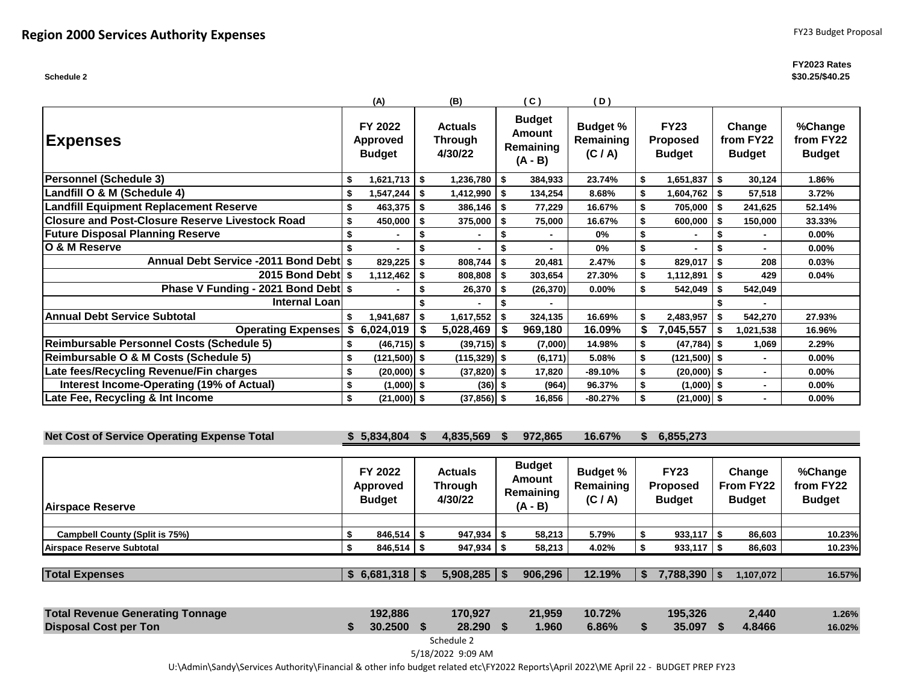# Region 2000 Services Authority Expenses

FY23 Budget Proposal

Schedule 2

FY2023 Rates
$30.25/$40.25

| Expenses | (A) FY 2022 Approved Budget | (B) Actuals Through 4/30/22 | (C) Budget Amount Remaining (A - B) | (D) Budget % Remaining (C / A) | FY23 Proposed Budget | Change from FY22 Budget | %Change from FY22 Budget |
|---|---|---|---|---|---|---|---|
| Personnel (Schedule 3) | $ 1,621,713 | $ 1,236,780 | $ 384,933 | 23.74% | $ 1,651,837 | $ 30,124 | 1.86% |
| Landfill O & M (Schedule 4) | $ 1,547,244 | $ 1,412,990 | $ 134,254 | 8.68% | $ 1,604,762 | $ 57,518 | 3.72% |
| Landfill Equipment Replacement Reserve | $ 463,375 | $ 386,146 | $ 77,229 | 16.67% | $ 705,000 | $ 241,625 | 52.14% |
| Closure and Post-Closure Reserve Livestock Road | $ 450,000 | $ 375,000 | $ 75,000 | 16.67% | $ 600,000 | $ 150,000 | 33.33% |
| Future Disposal Planning Reserve | $ - | $ - | $ - | 0% | $ - | $ - | 0.00% |
| O & M Reserve | $ - | $ - | $ - | 0% | $ - | $ - | 0.00% |
| Annual Debt Service -2011 Bond Debt | $ 829,225 | $ 808,744 | $ 20,481 | 2.47% | $ 829,017 | $ 208 | 0.03% |
| 2015 Bond Debt | $ 1,112,462 | $ 808,808 | $ 303,654 | 27.30% | $ 1,112,891 | $ 429 | 0.04% |
| Phase V Funding - 2021 Bond Debt | $ - | $ 26,370 | $ (26,370) | 0.00% | $ 542,049 | $ 542,049 | |
| Internal Loan | | $ - | $ - | | | $ - | |
| Annual Debt Service Subtotal | $ 1,941,687 | $ 1,617,552 | $ 324,135 | 16.69% | $ 2,483,957 | $ 542,270 | 27.93% |
| Operating Expenses | $ 6,024,019 | $ 5,028,469 | $ 969,180 | 16.09% | $ 7,045,557 | $ 1,021,538 | 16.96% |
| Reimbursable Personnel Costs (Schedule 5) | $ (46,715) | $ (39,715) | $ (7,000) | 14.98% | $ (47,784) | $ 1,069 | 2.29% |
| Reimbursable O & M Costs (Schedule 5) | $ (121,500) | $ (115,329) | $ (6,171) | 5.08% | $ (121,500) | $ - | 0.00% |
| Late fees/Recycling Revenue/Fin charges | $ (20,000) | $ (37,820) | $ 17,820 | -89.10% | $ (20,000) | $ - | 0.00% |
| Interest Income-Operating (19% of Actual) | $ (1,000) | $ (36) | $ (964) | 96.37% | $ (1,000) | $ - | 0.00% |
| Late Fee, Recycling & Int Income | $ (21,000) | $ (37,856) | $ 16,856 | -80.27% | $ (21,000) | $ - | 0.00% |
| Net Cost of Service Operating Expense Total | $ 5,834,804 | $ 4,835,569 | $ 972,865 | 16.67% | $ 6,855,273 | | |

| Airspace Reserve | FY 2022 Approved Budget | Actuals Through 4/30/22 | Budget Amount Remaining (A - B) | Budget % Remaining (C / A) | FY23 Proposed Budget | Change From FY22 Budget | %Change from FY22 Budget |
|---|---|---|---|---|---|---|---|
| Campbell County (Split is 75%) | $ 846,514 | $ 947,934 | $ 58,213 | 5.79% | $ 933,117 | $ 86,603 | 10.23% |
| Airspace Reserve Subtotal | $ 846,514 | $ 947,934 | $ 58,213 | 4.02% | $ 933,117 | $ 86,603 | 10.23% |
| Total Expenses | $ 6,681,318 | $ 5,908,285 | $ 906,296 | 12.19% | $ 7,788,390 | $ 1,107,072 | 16.57% |
| Total Revenue Generating Tonnage | 192,886 | 170,927 | 21,959 | 10.72% | 195,326 | 2,440 | 1.26% |
| Disposal Cost per Ton | $ 30.2500 | $ 28.290 | $ 1.960 | 6.86% | $ 35.097 | $ 4.8466 | 16.02% |

Schedule 2

5/18/2022 9:09 AM

U:\Admin\Sandy\Services Authority\Financial & other info budget related etc\FY2022 Reports\April 2022\ME April 22 - BUDGET PREP FY23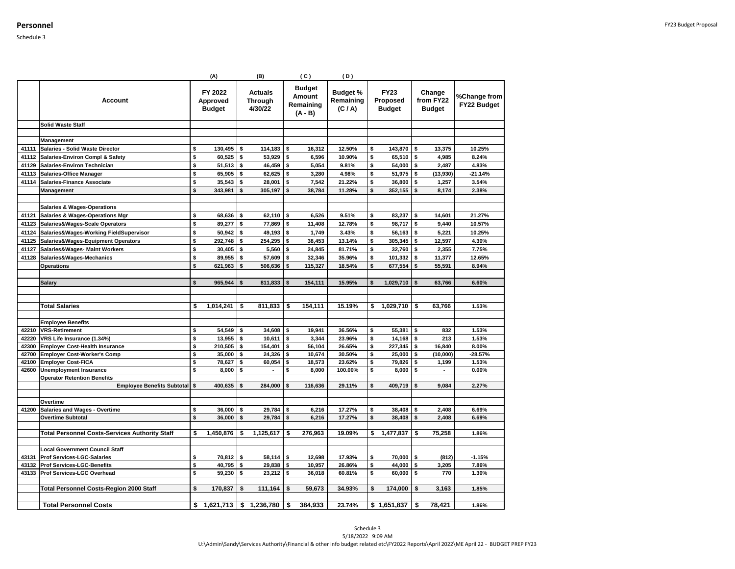**Personnel**

Schedule 3

FY23 Budget Proposal

| | Account | (A) FY 2022 Approved Budget | (B) Actuals Through 4/30/22 | (C) Budget Amount Remaining (A - B) | (D) Budget % Remaining (C / A) | FY23 Proposed Budget | Change from FY22 Budget | %Change from FY22 Budget |
|---|---|---|---|---|---|---|---|---|
| | **Solid Waste Staff** | | | | | | | |
| | | | | | | | | |
| | **Management** | | | | | | | |
| 41111 | Salaries - Solid Waste Director | $ 130,495 | $ 114,183 | $ 16,312 | 12.50% | $ 143,870 | $ 13,375 | 10.25% |
| 41112 | Salaries-Environ Compl & Safety | $ 60,525 | $ 53,929 | $ 6,596 | 10.90% | $ 65,510 | $ 4,985 | 8.24% |
| 41129 | Salaries-Environ Technician | $ 51,513 | $ 46,459 | $ 5,054 | 9.81% | $ 54,000 | $ 2,487 | 4.83% |
| 41113 | Salaries-Office Manager | $ 65,905 | $ 62,625 | $ 3,280 | 4.98% | $ 51,975 | $ (13,930) | -21.14% |
| 41114 | Salaries-Finance Associate | $ 35,543 | $ 28,001 | $ 7,542 | 21.22% | $ 36,800 | $ 1,257 | 3.54% |
| | **Management** | $ 343,981 | $ 305,197 | $ 38,784 | 11.28% | $ 352,155 | $ 8,174 | 2.38% |
| | | | | | | | | |
| | **Salaries & Wages-Operations** | | | | | | | |
| 41121 | Salaries & Wages-Operations Mgr | $ 68,636 | $ 62,110 | $ 6,526 | 9.51% | $ 83,237 | $ 14,601 | 21.27% |
| 41123 | Salaries&Wages-Scale Operators | $ 89,277 | $ 77,869 | $ 11,408 | 12.78% | $ 98,717 | $ 9,440 | 10.57% |
| 41124 | Salaries&Wages-Working FieldSupervisor | $ 50,942 | $ 49,193 | $ 1,749 | 3.43% | $ 56,163 | $ 5,221 | 10.25% |
| 41125 | Salaries&Wages-Equipment Operators | $ 292,748 | $ 254,295 | $ 38,453 | 13.14% | $ 305,345 | $ 12,597 | 4.30% |
| 41127 | Salaries&Wages- Maint Workers | $ 30,405 | $ 5,560 | $ 24,845 | 81.71% | $ 32,760 | $ 2,355 | 7.75% |
| 41128 | Salaries&Wages-Mechanics | $ 89,955 | $ 57,609 | $ 32,346 | 35.96% | $ 101,332 | $ 11,377 | 12.65% |
| | **Operations** | $ 621,963 | $ 506,636 | $ 115,327 | 18.54% | $ 677,554 | $ 55,591 | 8.94% |
| | | | | | | | | |
| | **Salary** | $ 965,944 | $ 811,833 | $ 154,111 | 15.95% | $ 1,029,710 | $ 63,766 | 6.60% |
| | | | | | | | | |
| | | | | | | | | |
| | **Total Salaries** | $ 1,014,241 | $ 811,833 | $ 154,111 | 15.19% | $ 1,029,710 | $ 63,766 | 1.53% |
| | | | | | | | | |
| | **Employee Benefits** | | | | | | | |
| 42210 | VRS-Retirement | $ 54,549 | $ 34,608 | $ 19,941 | 36.56% | $ 55,381 | $ 832 | 1.53% |
| 42220 | VRS Life Insurance (1.34%) | $ 13,955 | $ 10,611 | $ 3,344 | 23.96% | $ 14,168 | $ 213 | 1.53% |
| 42300 | Employer Cost-Health Insurance | $ 210,505 | $ 154,401 | $ 56,104 | 26.65% | $ 227,345 | $ 16,840 | 8.00% |
| 42700 | Employer Cost-Worker's Comp | $ 35,000 | $ 24,326 | $ 10,674 | 30.50% | $ 25,000 | $ (10,000) | -28.57% |
| 42100 | Employer Cost-FICA | $ 78,627 | $ 60,054 | $ 18,573 | 23.62% | $ 79,826 | $ 1,199 | 1.53% |
| 42600 | Unemployment Insurance | $ 8,000 | $ - | $ 8,000 | 100.00% | $ 8,000 | $ - | 0.00% |
| | Operator Retention Benefits | | | | | | | |
| | **Employee Benefits Subtotal** | $ 400,635 | $ 284,000 | $ 116,636 | 29.11% | $ 409,719 | $ 9,084 | 2.27% |
| | | | | | | | | |
| | **Overtime** | | | | | | | |
| 41200 | Salaries and Wages - Overtime | $ 36,000 | $ 29,784 | $ 6,216 | 17.27% | $ 38,408 | $ 2,408 | 6.69% |
| | **Overtime Subtotal** | $ 36,000 | $ 29,784 | $ 6,216 | 17.27% | $ 38,408 | $ 2,408 | 6.69% |
| | | | | | | | | |
| | **Total Personnel Costs-Services Authority Staff** | $ 1,450,876 | $ 1,125,617 | $ 276,963 | 19.09% | $ 1,477,837 | $ 75,258 | 1.86% |
| | | | | | | | | |
| | **Local Government Council Staff** | | | | | | | |
| 43131 | Prof Services-LGC-Salaries | $ 70,812 | $ 58,114 | $ 12,698 | 17.93% | $ 70,000 | $ (812) | -1.15% |
| 43132 | Prof Services-LGC-Benefits | $ 40,795 | $ 29,838 | $ 10,957 | 26.86% | $ 44,000 | $ 3,205 | 7.86% |
| 43133 | Prof Services-LGC Overhead | $ 59,230 | $ 23,212 | $ 36,018 | 60.81% | $ 60,000 | $ 770 | 1.30% |
| | | | | | | | | |
| | **Total Personnel Costs-Region 2000 Staff** | $ 170,837 | $ 111,164 | $ 59,673 | 34.93% | $ 174,000 | $ 3,163 | 1.85% |
| | | | | | | | | |
| | **Total Personnel Costs** | $ 1,621,713 | $ 1,236,780 | $ 384,933 | 23.74% | $ 1,651,837 | $ 78,421 | 1.86% |

Schedule 3
5/18/2022 9:09 AM
U:\Admin\Sandy\Services Authority\Financial & other info budget related etc\FY2022 Reports\April 2022\ME April 22 - BUDGET PREP FY23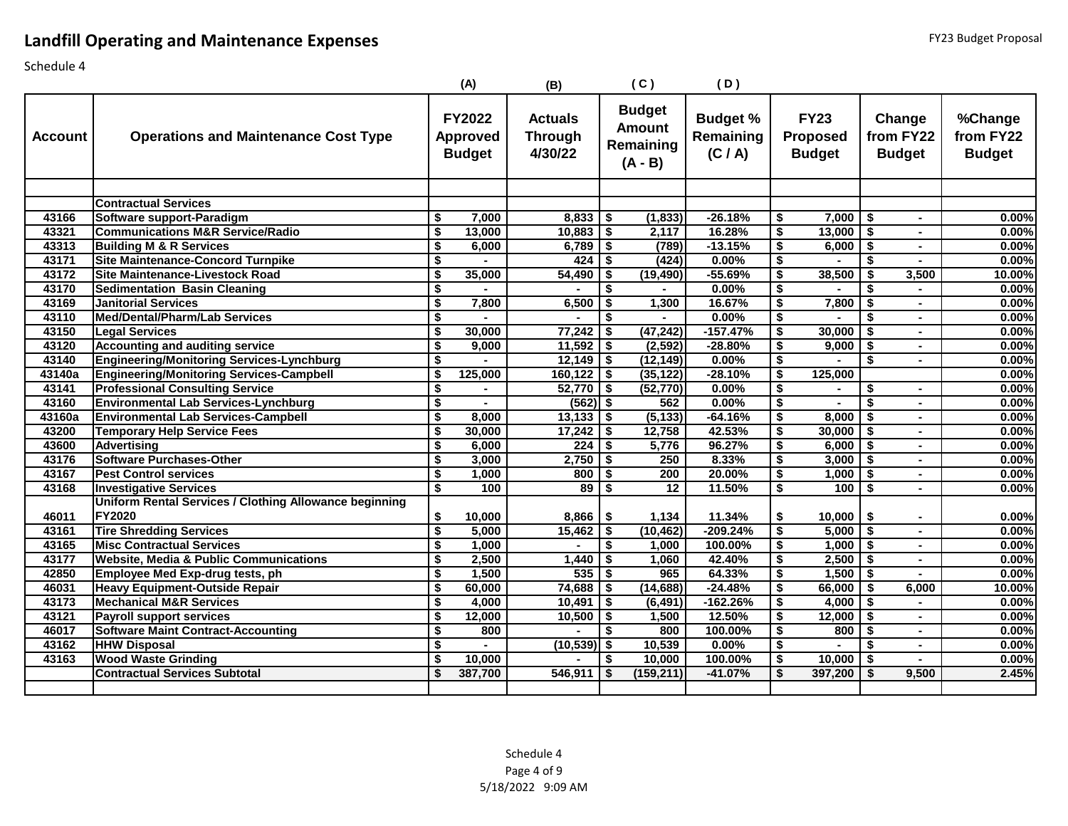# Landfill Operating and Maintenance Expenses

FY23 Budget Proposal

Schedule 4

| Account | Operations and Maintenance Cost Type | (A) FY2022 Approved Budget | (B) Actuals Through 4/30/22 | (C) Budget Amount Remaining (A - B) | (D) Budget % Remaining (C / A) | FY23 Proposed Budget | Change from FY22 Budget | %Change from FY22 Budget |
|---|---|---|---|---|---|---|---|---|
| | | | | | | | | |
| | **Contractual Services** | | | | | | | |
| 43166 | Software support-Paradigm | $ 7,000 | 8,833 | $ (1,833) | -26.18% | $ 7,000 | $ - | 0.00% |
| 43321 | Communications M&R Service/Radio | $ 13,000 | 10,883 | $ 2,117 | 16.28% | $ 13,000 | $ - | 0.00% |
| 43313 | Building M & R Services | $ 6,000 | 6,789 | $ (789) | -13.15% | $ 6,000 | $ - | 0.00% |
| 43171 | Site Maintenance-Concord Turnpike | $ - | 424 | $ (424) | 0.00% | $ - | $ - | 0.00% |
| 43172 | Site Maintenance-Livestock Road | $ 35,000 | 54,490 | $ (19,490) | -55.69% | $ 38,500 | $ 3,500 | 10.00% |
| 43170 | Sedimentation Basin Cleaning | $ - | - | $ - | 0.00% | $ - | $ - | 0.00% |
| 43169 | Janitorial Services | $ 7,800 | 6,500 | $ 1,300 | 16.67% | $ 7,800 | $ - | 0.00% |
| 43110 | Med/Dental/Pharm/Lab Services | $ - | - | $ - | 0.00% | $ - | $ - | 0.00% |
| 43150 | Legal Services | $ 30,000 | 77,242 | $ (47,242) | -157.47% | $ 30,000 | $ - | 0.00% |
| 43120 | Accounting and auditing service | $ 9,000 | 11,592 | $ (2,592) | -28.80% | $ 9,000 | $ - | 0.00% |
| 43140 | Engineering/Monitoring Services-Lynchburg | $ - | 12,149 | $ (12,149) | 0.00% | $ - | $ - | 0.00% |
| 43140a | Engineering/Monitoring Services-Campbell | $ 125,000 | 160,122 | $ (35,122) | -28.10% | $ 125,000 | | 0.00% |
| 43141 | Professional Consulting Service | $ - | 52,770 | $ (52,770) | 0.00% | $ - | $ - | 0.00% |
| 43160 | Environmental Lab Services-Lynchburg | $ - | (562) | $ 562 | 0.00% | $ - | $ - | 0.00% |
| 43160a | Environmental Lab Services-Campbell | $ 8,000 | 13,133 | $ (5,133) | -64.16% | $ 8,000 | $ - | 0.00% |
| 43200 | Temporary Help Service Fees | $ 30,000 | 17,242 | $ 12,758 | 42.53% | $ 30,000 | $ - | 0.00% |
| 43600 | Advertising | $ 6,000 | 224 | $ 5,776 | 96.27% | $ 6,000 | $ - | 0.00% |
| 43176 | Software Purchases-Other | $ 3,000 | 2,750 | $ 250 | 8.33% | $ 3,000 | $ - | 0.00% |
| 43167 | Pest Control services | $ 1,000 | 800 | $ 200 | 20.00% | $ 1,000 | $ - | 0.00% |
| 43168 | Investigative Services | $ 100 | 89 | $ 12 | 11.50% | $ 100 | $ - | 0.00% |
| 46011 | Uniform Rental Services / Clothing Allowance beginning FY2020 | $ 10,000 | 8,866 | $ 1,134 | 11.34% | $ 10,000 | $ - | 0.00% |
| 43161 | Tire Shredding Services | $ 5,000 | 15,462 | $ (10,462) | -209.24% | $ 5,000 | $ - | 0.00% |
| 43165 | Misc Contractual Services | $ 1,000 | - | $ 1,000 | 100.00% | $ 1,000 | $ - | 0.00% |
| 43177 | Website, Media & Public Communications | $ 2,500 | 1,440 | $ 1,060 | 42.40% | $ 2,500 | $ - | 0.00% |
| 42850 | Employee Med Exp-drug tests, ph | $ 1,500 | 535 | $ 965 | 64.33% | $ 1,500 | $ - | 0.00% |
| 46031 | Heavy Equipment-Outside Repair | $ 60,000 | 74,688 | $ (14,688) | -24.48% | $ 66,000 | $ 6,000 | 10.00% |
| 43173 | Mechanical M&R Services | $ 4,000 | 10,491 | $ (6,491) | -162.26% | $ 4,000 | $ - | 0.00% |
| 43121 | Payroll support services | $ 12,000 | 10,500 | $ 1,500 | 12.50% | $ 12,000 | $ - | 0.00% |
| 46017 | Software Maint Contract-Accounting | $ 800 | - | $ 800 | 100.00% | $ 800 | $ - | 0.00% |
| 43162 | HHW Disposal | $ - | (10,539) | $ 10,539 | 0.00% | $ - | $ - | 0.00% |
| 43163 | Wood Waste Grinding | $ 10,000 | - | $ 10,000 | 100.00% | $ 10,000 | $ - | 0.00% |
| | **Contractual Services Subtotal** | $ 387,700 | 546,911 | $ (159,211) | -41.07% | $ 397,200 | $ 9,500 | 2.45% |
| | | | | | | | | |

Schedule 4

5/18/2022 9:09 AM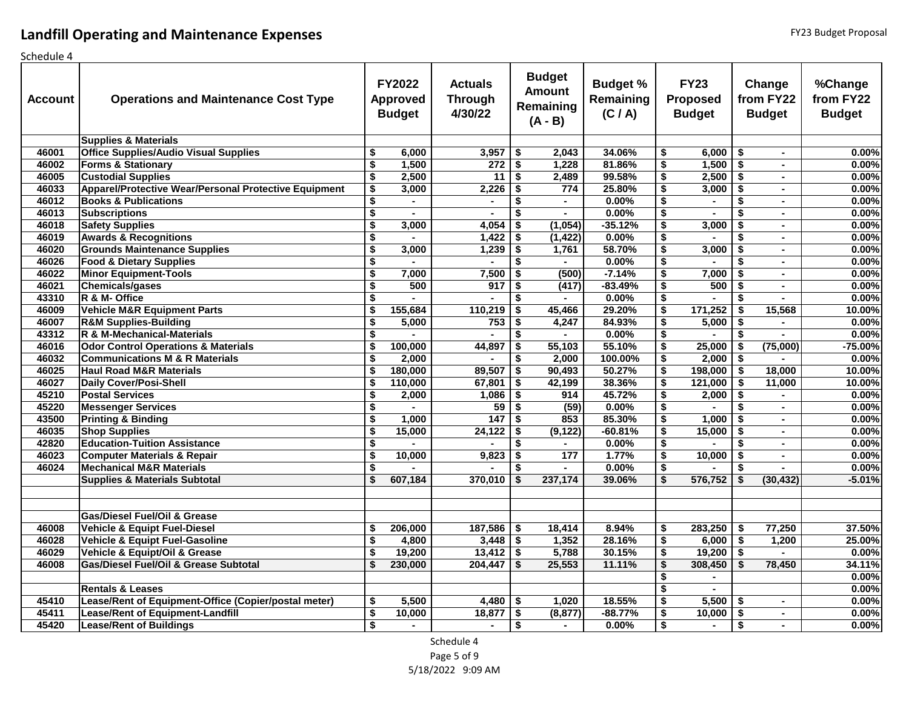# Landfill Operating and Maintenance Expenses

FY23 Budget Proposal

Schedule 4

| Account | Operations and Maintenance Cost Type | FY2022 Approved Budget | Actuals Through 4/30/22 | Budget Amount Remaining (A - B) | Budget % Remaining (C / A) | FY23 Proposed Budget | Change from FY22 Budget | %Change from FY22 Budget |
|---|---|---|---|---|---|---|---|---|
| | **Supplies & Materials** | | | | | | | |
| 46001 | Office Supplies/Audio Visual Supplies | $ 6,000 | 3,957 | $ 2,043 | 34.06% | $ 6,000 | $ - | 0.00% |
| 46002 | Forms & Stationary | $ 1,500 | 272 | $ 1,228 | 81.86% | $ 1,500 | $ - | 0.00% |
| 46005 | Custodial Supplies | $ 2,500 | 11 | $ 2,489 | 99.58% | $ 2,500 | $ - | 0.00% |
| 46033 | Apparel/Protective Wear/Personal Protective Equipment | $ 3,000 | 2,226 | $ 774 | 25.80% | $ 3,000 | $ - | 0.00% |
| 46012 | Books & Publications | $ - | - | $ - | 0.00% | $ - | $ - | 0.00% |
| 46013 | Subscriptions | $ - | - | $ - | 0.00% | $ - | $ - | 0.00% |
| 46018 | Safety Supplies | $ 3,000 | 4,054 | $ (1,054) | -35.12% | $ 3,000 | $ - | 0.00% |
| 46019 | Awards & Recognitions | $ - | 1,422 | $ (1,422) | 0.00% | $ - | $ - | 0.00% |
| 46020 | Grounds Maintenance Supplies | $ 3,000 | 1,239 | $ 1,761 | 58.70% | $ 3,000 | $ - | 0.00% |
| 46026 | Food & Dietary Supplies | $ - | - | $ - | 0.00% | $ - | $ - | 0.00% |
| 46022 | Minor Equipment-Tools | $ 7,000 | 7,500 | $ (500) | -7.14% | $ 7,000 | $ - | 0.00% |
| 46021 | Chemicals/gases | $ 500 | 917 | $ (417) | -83.49% | $ 500 | $ - | 0.00% |
| 43310 | R & M- Office | $ - | - | $ - | 0.00% | $ - | $ - | 0.00% |
| 46009 | Vehicle M&R Equipment Parts | $ 155,684 | 110,219 | $ 45,466 | 29.20% | $ 171,252 | $ 15,568 | 10.00% |
| 46007 | R&M Supplies-Building | $ 5,000 | 753 | $ 4,247 | 84.93% | $ 5,000 | $ - | 0.00% |
| 43312 | R & M-Mechanical-Materials | $ - | - | $ - | 0.00% | $ - | $ - | 0.00% |
| 46016 | Odor Control Operations & Materials | $ 100,000 | 44,897 | $ 55,103 | 55.10% | $ 25,000 | $ (75,000) | -75.00% |
| 46032 | Communications M & R Materials | $ 2,000 | - | $ 2,000 | 100.00% | $ 2,000 | $ - | 0.00% |
| 46025 | Haul Road M&R Materials | $ 180,000 | 89,507 | $ 90,493 | 50.27% | $ 198,000 | $ 18,000 | 10.00% |
| 46027 | Daily Cover/Posi-Shell | $ 110,000 | 67,801 | $ 42,199 | 38.36% | $ 121,000 | $ 11,000 | 10.00% |
| 45210 | Postal Services | $ 2,000 | 1,086 | $ 914 | 45.72% | $ 2,000 | $ - | 0.00% |
| 45220 | Messenger Services | $ - | 59 | $ (59) | 0.00% | $ - | $ - | 0.00% |
| 43500 | Printing & Binding | $ 1,000 | 147 | $ 853 | 85.30% | $ 1,000 | $ - | 0.00% |
| 46035 | Shop Supplies | $ 15,000 | 24,122 | $ (9,122) | -60.81% | $ 15,000 | $ - | 0.00% |
| 42820 | Education-Tuition Assistance | $ - | - | $ - | 0.00% | $ - | $ - | 0.00% |
| 46023 | Computer Materials & Repair | $ 10,000 | 9,823 | $ 177 | 1.77% | $ 10,000 | $ - | 0.00% |
| 46024 | Mechanical M&R Materials | $ - | - | $ - | 0.00% | $ - | $ - | 0.00% |
| | **Supplies & Materials Subtotal** | $ 607,184 | 370,010 | $ 237,174 | 39.06% | $ 576,752 | $ (30,432) | -5.01% |
| | | | | | | | | |
| | | | | | | | | |
| | **Gas/Diesel Fuel/Oil & Grease** | | | | | | | |
| 46008 | Vehicle & Equipt Fuel-Diesel | $ 206,000 | 187,586 | $ 18,414 | 8.94% | $ 283,250 | $ 77,250 | 37.50% |
| 46028 | Vehicle & Equipt Fuel-Gasoline | $ 4,800 | 3,448 | $ 1,352 | 28.16% | $ 6,000 | $ 1,200 | 25.00% |
| 46029 | Vehicle & Equipt/Oil & Grease | $ 19,200 | 13,412 | $ 5,788 | 30.15% | $ 19,200 | $ - | 0.00% |
| 46008 | **Gas/Diesel Fuel/Oil & Grease Subtotal** | $ 230,000 | 204,447 | $ 25,553 | 11.11% | $ 308,450 | $ 78,450 | 34.11% |
| | | | | | | $ - | | 0.00% |
| | **Rentals & Leases** | | | | | $ - | | 0.00% |
| 45410 | Lease/Rent of Equipment-Office (Copier/postal meter) | $ 5,500 | 4,480 | $ 1,020 | 18.55% | $ 5,500 | $ - | 0.00% |
| 45411 | Lease/Rent of Equipment-Landfill | $ 10,000 | 18,877 | $ (8,877) | -88.77% | $ 10,000 | $ - | 0.00% |
| 45420 | Lease/Rent of Buildings | $ - | - | $ - | 0.00% | $ - | $ - | 0.00% |

Schedule 4

5/18/2022 9:09 AM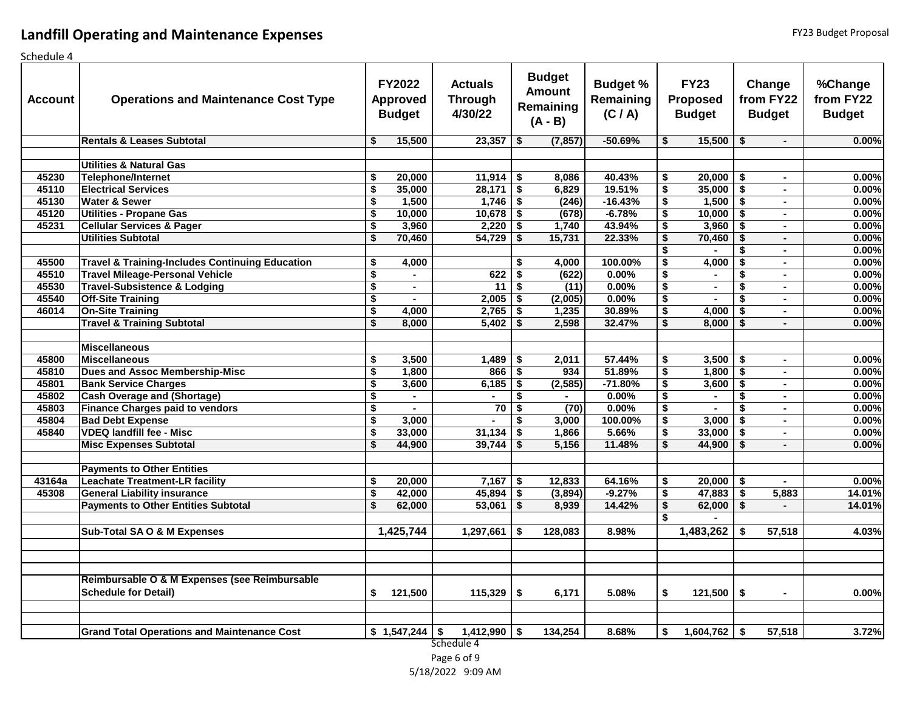# Landfill Operating and Maintenance Expenses

FY23 Budget Proposal

Schedule 4

| Account | Operations and Maintenance Cost Type | FY2022 Approved Budget | Actuals Through 4/30/22 | Budget Amount Remaining (A - B) | Budget % Remaining (C / A) | FY23 Proposed Budget | Change from FY22 Budget | %Change from FY22 Budget |
|---|---|---|---|---|---|---|---|---|
| | **Rentals & Leases Subtotal** | $ 15,500 | 23,357 | $ (7,857) | -50.69% | $ 15,500 | $ - | 0.00% |
| | | | | | | | | |
| | **Utilities & Natural Gas** | | | | | | | |
| 45230 | Telephone/Internet | $ 20,000 | 11,914 | $ 8,086 | 40.43% | $ 20,000 | $ - | 0.00% |
| 45110 | Electrical Services | $ 35,000 | 28,171 | $ 6,829 | 19.51% | $ 35,000 | $ - | 0.00% |
| 45130 | Water & Sewer | $ 1,500 | 1,746 | $ (246) | -16.43% | $ 1,500 | $ - | 0.00% |
| 45120 | Utilities - Propane Gas | $ 10,000 | 10,678 | $ (678) | -6.78% | $ 10,000 | $ - | 0.00% |
| 45231 | Cellular Services & Pager | $ 3,960 | 2,220 | $ 1,740 | 43.94% | $ 3,960 | $ - | 0.00% |
| | **Utilities Subtotal** | $ 70,460 | 54,729 | $ 15,731 | 22.33% | $ 70,460 | $ - | 0.00% |
| | | | | | | $ - | $ - | 0.00% |
| 45500 | Travel & Training-Includes Continuing Education | $ 4,000 | | $ 4,000 | 100.00% | $ 4,000 | $ - | 0.00% |
| 45510 | Travel Mileage-Personal Vehicle | $ - | 622 | $ (622) | 0.00% | $ - | $ - | 0.00% |
| 45530 | Travel-Subsistence & Lodging | $ - | 11 | $ (11) | 0.00% | $ - | $ - | 0.00% |
| 45540 | Off-Site Training | $ - | 2,005 | $ (2,005) | 0.00% | $ - | $ - | 0.00% |
| 46014 | On-Site Training | $ 4,000 | 2,765 | $ 1,235 | 30.89% | $ 4,000 | $ - | 0.00% |
| | **Travel & Training Subtotal** | $ 8,000 | 5,402 | $ 2,598 | 32.47% | $ 8,000 | $ - | 0.00% |
| | | | | | | | | |
| | **Miscellaneous** | | | | | | | |
| 45800 | Miscellaneous | $ 3,500 | 1,489 | $ 2,011 | 57.44% | $ 3,500 | $ - | 0.00% |
| 45810 | Dues and Assoc Membership-Misc | $ 1,800 | 866 | $ 934 | 51.89% | $ 1,800 | $ - | 0.00% |
| 45801 | Bank Service Charges | $ 3,600 | 6,185 | $ (2,585) | -71.80% | $ 3,600 | $ - | 0.00% |
| 45802 | Cash Overage and (Shortage) | $ - | - | $ - | 0.00% | $ - | $ - | 0.00% |
| 45803 | Finance Charges paid to vendors | $ - | 70 | $ (70) | 0.00% | $ - | $ - | 0.00% |
| 45804 | Bad Debt Expense | $ 3,000 | - | $ 3,000 | 100.00% | $ 3,000 | $ - | 0.00% |
| 45840 | VDEQ landfill fee - Misc | $ 33,000 | 31,134 | $ 1,866 | 5.66% | $ 33,000 | $ - | 0.00% |
| | **Misc Expenses Subtotal** | $ 44,900 | 39,744 | $ 5,156 | 11.48% | $ 44,900 | $ - | 0.00% |
| | | | | | | | | |
| | **Payments to Other Entities** | | | | | | | |
| 43164a | Leachate Treatment-LR facility | $ 20,000 | 7,167 | $ 12,833 | 64.16% | $ 20,000 | $ - | 0.00% |
| 45308 | General Liability insurance | $ 42,000 | 45,894 | $ (3,894) | -9.27% | $ 47,883 | $ 5,883 | 14.01% |
| | **Payments to Other Entities Subtotal** | $ 62,000 | 53,061 | $ 8,939 | 14.42% | $ 62,000 | $ - | 14.01% |
| | | | | | | $ - | | |
| | **Sub-Total SA O & M Expenses** | 1,425,744 | 1,297,661 | $ 128,083 | 8.98% | 1,483,262 | $ 57,518 | 4.03% |
| | | | | | | | | |
| | | | | | | | | |
| | | | | | | | | |
| | **Reimbursable O & M Expenses (see Reimbursable Schedule for Detail)** | $ 121,500 | 115,329 | $ 6,171 | 5.08% | $ 121,500 | $ - | 0.00% |
| | | | | | | | | |
| | | | | | | | | |
| | **Grand Total Operations and Maintenance Cost** | $ 1,547,244 | $ 1,412,990 | $ 134,254 | 8.68% | $ 1,604,762 | $ 57,518 | 3.72% |

Schedule 4

5/18/2022 9:09 AM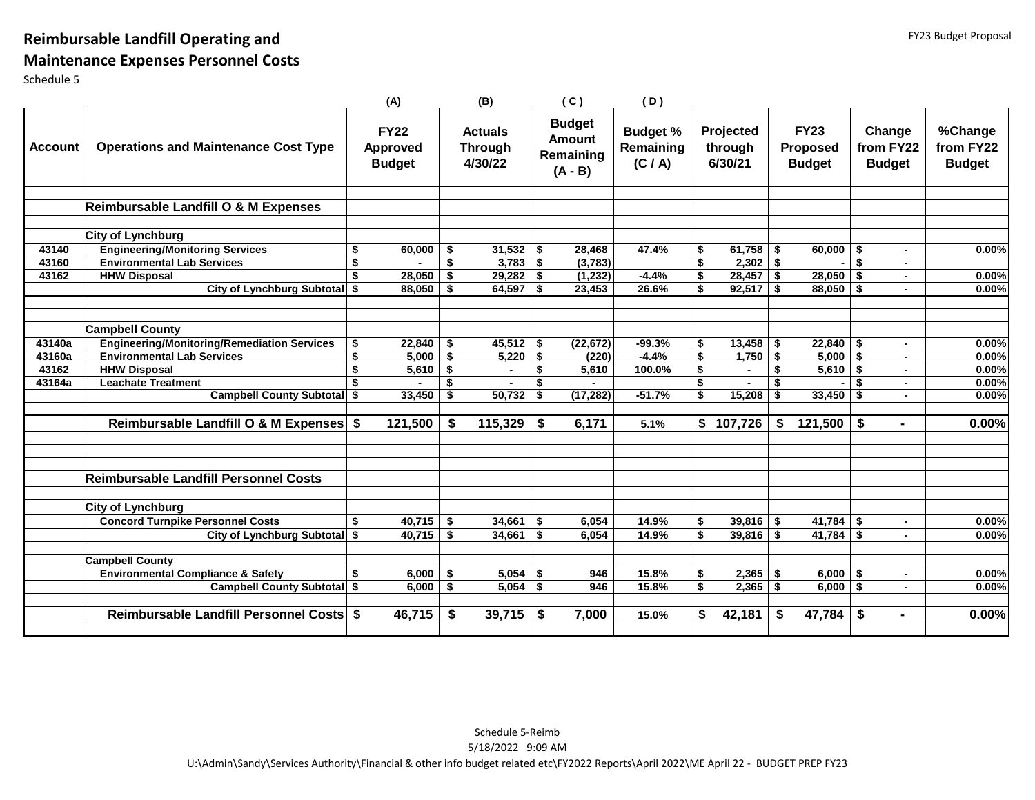# Reimbursable Landfill Operating and Maintenance Expenses Personnel Costs

Schedule 5

FY23 Budget Proposal

| Account | Operations and Maintenance Cost Type | (A) FY22 Approved Budget | (B) Actuals Through 4/30/22 | (C) Budget Amount Remaining (A - B) | (D) Budget % Remaining (C / A) | Projected through 6/30/21 | FY23 Proposed Budget | Change from FY22 Budget | %Change from FY22 Budget |
|---|---|---|---|---|---|---|---|---|---|
| | **Reimbursable Landfill O & M Expenses** | | | | | | | | |
| | **City of Lynchburg** | | | | | | | | |
| 43140 | Engineering/Monitoring Services | $ 60,000 | $ 31,532 | $ 28,468 | 47.4% | $ 61,758 | $ 60,000 | $ - | 0.00% |
| 43160 | Environmental Lab Services | $ - | $ 3,783 | $ (3,783) | | $ 2,302 | $ - | $ - | |
| 43162 | HHW Disposal | $ 28,050 | $ 29,282 | $ (1,232) | -4.4% | $ 28,457 | $ 28,050 | $ - | 0.00% |
| | City of Lynchburg Subtotal | $ 88,050 | $ 64,597 | $ 23,453 | 26.6% | $ 92,517 | $ 88,050 | $ - | 0.00% |
| | **Campbell County** | | | | | | | | |
| 43140a | Engineering/Monitoring/Remediation Services | $ 22,840 | $ 45,512 | $ (22,672) | -99.3% | $ 13,458 | $ 22,840 | $ - | 0.00% |
| 43160a | Environmental Lab Services | $ 5,000 | $ 5,220 | $ (220) | -4.4% | $ 1,750 | $ 5,000 | $ - | 0.00% |
| 43162 | HHW Disposal | $ 5,610 | $ - | $ 5,610 | 100.0% | $ - | $ 5,610 | $ - | 0.00% |
| 43164a | Leachate Treatment | $ - | $ - | $ - | | $ - | $ - | $ - | 0.00% |
| | Campbell County Subtotal | $ 33,450 | $ 50,732 | $ (17,282) | -51.7% | $ 15,208 | $ 33,450 | $ - | 0.00% |
| | **Reimbursable Landfill O & M Expenses** | **$ 121,500** | **$ 115,329** | **$ 6,171** | **5.1%** | **$ 107,726** | **$ 121,500** | **$ -** | **0.00%** |
| | **Reimbursable Landfill Personnel Costs** | | | | | | | | |
| | **City of Lynchburg** | | | | | | | | |
| | Concord Turnpike Personnel Costs | $ 40,715 | $ 34,661 | $ 6,054 | 14.9% | $ 39,816 | $ 41,784 | $ - | 0.00% |
| | City of Lynchburg Subtotal | $ 40,715 | $ 34,661 | $ 6,054 | 14.9% | $ 39,816 | $ 41,784 | $ - | 0.00% |
| | **Campbell County** | | | | | | | | |
| | Environmental Compliance & Safety | $ 6,000 | $ 5,054 | $ 946 | 15.8% | $ 2,365 | $ 6,000 | $ - | 0.00% |
| | Campbell County Subtotal | $ 6,000 | $ 5,054 | $ 946 | 15.8% | $ 2,365 | $ 6,000 | $ - | 0.00% |
| | **Reimbursable Landfill Personnel Costs** | **$ 46,715** | **$ 39,715** | **$ 7,000** | **15.0%** | **$ 42,181** | **$ 47,784** | **$ -** | **0.00%** |

Schedule 5-Reimb
5/18/2022 9:09 AM
U:\Admin\Sandy\Services Authority\Financial & other info budget related etc\FY2022 Reports\April 2022\ME April 22 - BUDGET PREP FY23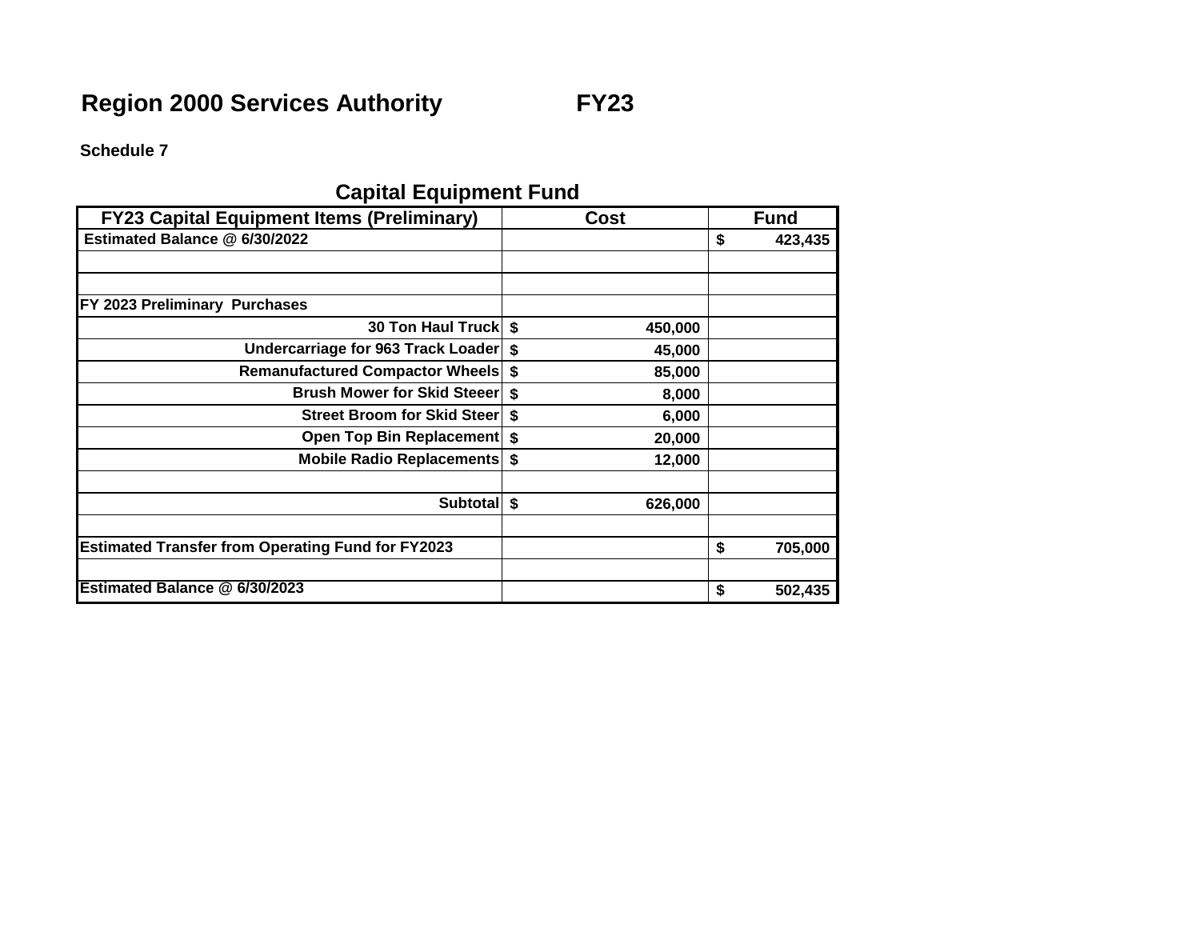# Region 2000 Services Authority FY23

**Schedule 7**

## Capital Equipment Fund

| FY23 Capital Equipment Items (Preliminary) | Cost | Fund |
|---|---|---|
| **Estimated Balance @ 6/30/2022** | | **$ 423,435** |
| | | |
| | | |
| **FY 2023 Preliminary Purchases** | | |
| **30 Ton Haul Truck** | **$ 450,000** | |
| **Undercarriage for 963 Track Loader** | **$ 45,000** | |
| **Remanufactured Compactor Wheels** | **$ 85,000** | |
| **Brush Mower for Skid Steeer** | **$ 8,000** | |
| **Street Broom for Skid Steer** | **$ 6,000** | |
| **Open Top Bin Replacement** | **$ 20,000** | |
| **Mobile Radio Replacements** | **$ 12,000** | |
| | | |
| **Subtotal** | **$ 626,000** | |
| | | |
| **Estimated Transfer from Operating Fund for FY2023** | | **$ 705,000** |
| | | |
| **Estimated Balance @ 6/30/2023** | | **$ 502,435** |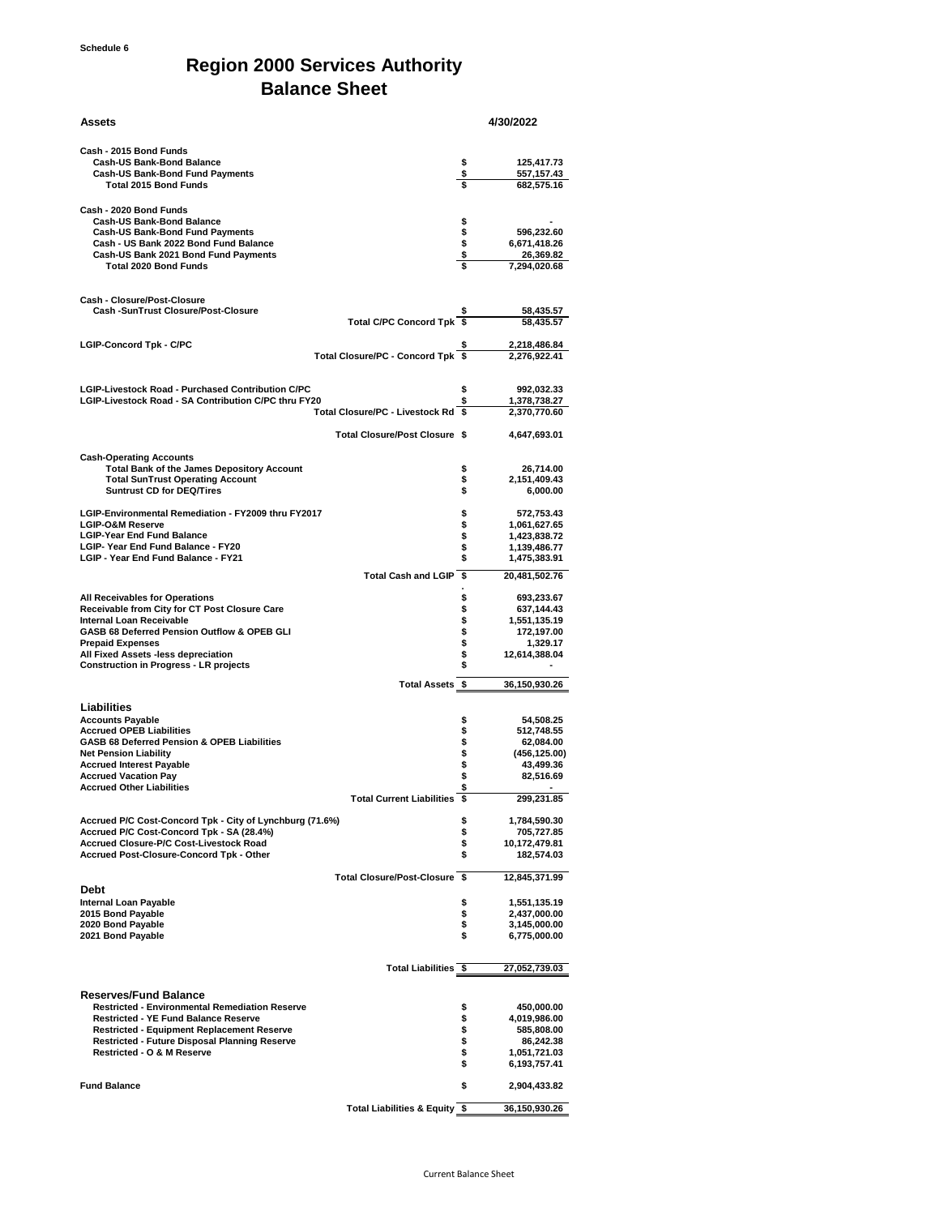Schedule 6

# Region 2000 Services Authority
# Balance Sheet

| Assets | | 4/30/2022 |
|---|---|---|
| **Cash - 2015 Bond Funds** | | |
| Cash-US Bank-Bond Balance | $ | 125,417.73 |
| Cash-US Bank-Bond Fund Payments | $ | 557,157.43 |
| Total 2015 Bond Funds | $ | 682,575.16 |
| **Cash - 2020 Bond Funds** | | |
| Cash-US Bank-Bond Balance | $ | - |
| Cash-US Bank-Bond Fund Payments | $ | 596,232.60 |
| Cash - US Bank 2022 Bond Fund Balance | $ | 6,671,418.26 |
| Cash-US Bank 2021 Bond Fund Payments | $ | 26,369.82 |
| Total 2020 Bond Funds | $ | 7,294,020.68 |
| **Cash - Closure/Post-Closure** | | |
| Cash -SunTrust Closure/Post-Closure | $ | 58,435.57 |
| Total C/PC Concord Tpk | $ | 58,435.57 |
| LGIP-Concord Tpk - C/PC | $ | 2,218,486.84 |
| Total Closure/PC - Concord Tpk | $ | 2,276,922.41 |
| LGIP-Livestock Road - Purchased Contribution C/PC | $ | 992,032.33 |
| LGIP-Livestock Road - SA Contribution C/PC thru FY20 | $ | 1,378,738.27 |
| Total Closure/PC - Livestock Rd | $ | 2,370,770.60 |
| Total Closure/Post Closure | $ | 4,647,693.01 |
| **Cash-Operating Accounts** | | |
| Total Bank of the James Depository Account | $ | 26,714.00 |
| Total SunTrust Operating Account | $ | 2,151,409.43 |
| Suntrust CD for DEQ/Tires | $ | 6,000.00 |
| LGIP-Environmental Remediation - FY2009 thru FY2017 | $ | 572,753.43 |
| LGIP-O&M Reserve | $ | 1,061,627.65 |
| LGIP-Year End Fund Balance | $ | 1,423,838.72 |
| LGIP- Year End Fund Balance - FY20 | $ | 1,139,486.77 |
| LGIP - Year End Fund Balance - FY21 | $ | 1,475,383.91 |
| Total Cash and LGIP | $ | 20,481,502.76 |
| All Receivables for Operations | $ | 693,233.67 |
| Receivable from City for CT Post Closure Care | $ | 637,144.43 |
| Internal Loan Receivable | $ | 1,551,135.19 |
| GASB 68 Deferred Pension Outflow & OPEB GLI | $ | 172,197.00 |
| Prepaid Expenses | $ | 1,329.17 |
| All Fixed Assets -less depreciation | $ | 12,614,388.04 |
| Construction in Progress - LR projects | $ | - |
| Total Assets | $ | 36,150,930.26 |
| **Liabilities** | | |
| Accounts Payable | $ | 54,508.25 |
| Accrued OPEB Liabilities | $ | 512,748.55 |
| GASB 68 Deferred Pension & OPEB Liabilities | $ | 62,084.00 |
| Net Pension Liability | $ | (456,125.00) |
| Accrued Interest Payable | $ | 43,499.36 |
| Accrued Vacation Pay | $ | 82,516.69 |
| Accrued Other Liabilities | $ | - |
| Total Current Liabilities | $ | 299,231.85 |
| Accrued P/C Cost-Concord Tpk - City of Lynchburg (71.6%) | $ | 1,784,590.30 |
| Accrued P/C Cost-Concord Tpk - SA (28.4%) | $ | 705,727.85 |
| Accrued Closure-P/C Cost-Livestock Road | $ | 10,172,479.81 |
| Accrued Post-Closure-Concord Tpk - Other | $ | 182,574.03 |
| Total Closure/Post-Closure | $ | 12,845,371.99 |
| **Debt** | | |
| Internal Loan Payable | $ | 1,551,135.19 |
| 2015 Bond Payable | $ | 2,437,000.00 |
| 2020 Bond Payable | $ | 3,145,000.00 |
| 2021 Bond Payable | $ | 6,775,000.00 |
| Total Liabilities | $ | 27,052,739.03 |
| **Reserves/Fund Balance** | | |
| Restricted - Environmental Remediation Reserve | $ | 450,000.00 |
| Restricted - YE Fund Balance Reserve | $ | 4,019,986.00 |
| Restricted - Equipment Replacement Reserve | $ | 585,808.00 |
| Restricted - Future Disposal Planning Reserve | $ | 86,242.38 |
| Restricted - O & M Reserve | $ | 1,051,721.03 |
| | $ | 6,193,757.41 |
| Fund Balance | $ | 2,904,433.82 |
| Total Liabilities & Equity | $ | 36,150,930.26 |

Current Balance Sheet